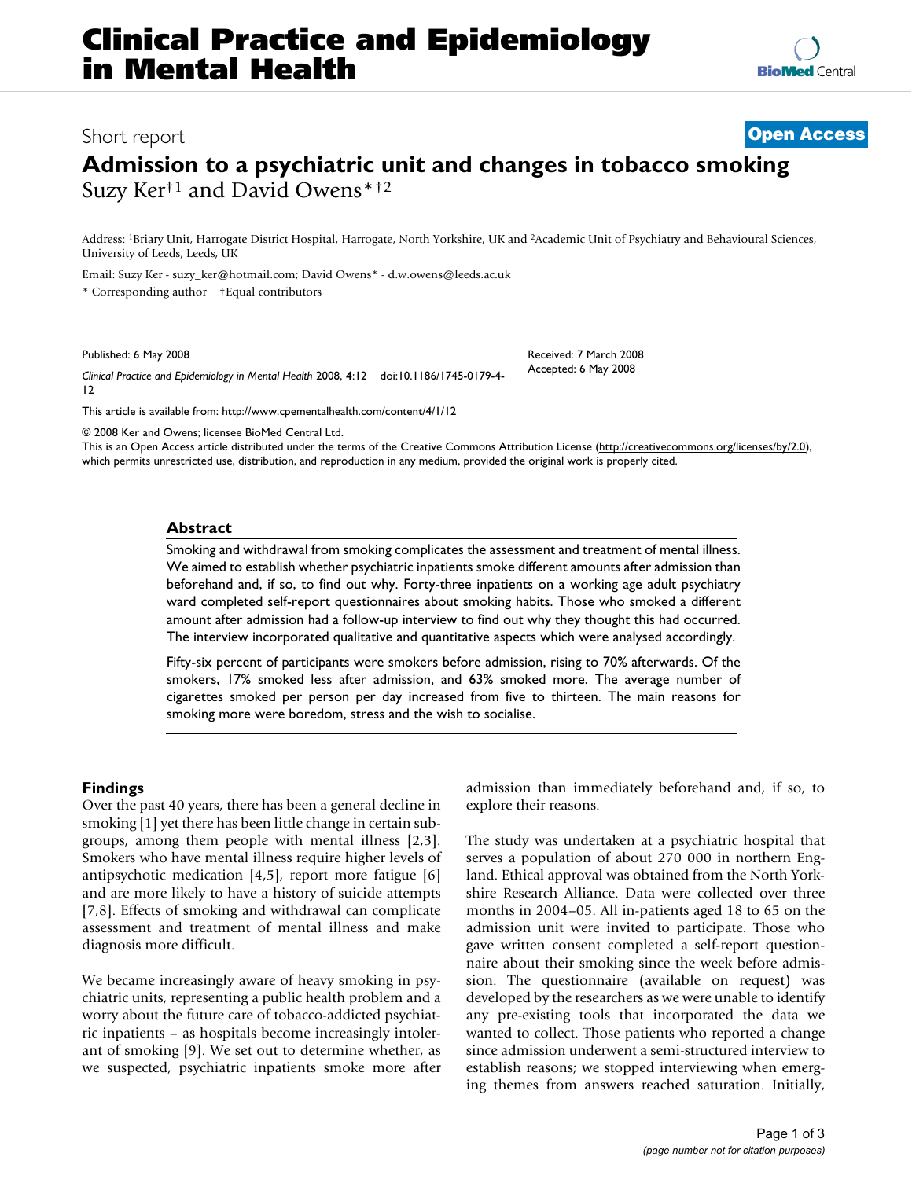# Admission to a psychiatric unit and changes in tobacco smoking

Short report

**Open Access**

Suzy Ker[†1] and David Owens*[†2]

Address: [1]Briary Unit, Harrogate District Hospital, Harrogate, North Yorkshire, UK and [2]Academic Unit of Psychiatry and Behavioural Sciences, University of Leeds, Leeds, UK

Email: Suzy Ker - suzy_ker@hotmail.com; David Owens* - d.w.owens@leeds.ac.uk

* Corresponding author †Equal contributors

Published: 6 May 2008

*Clinical Practice and Epidemiology in Mental Health* 2008, **4**:12 doi:10.1186/1745-0179-4-12

Received: 7 March 2008
Accepted: 6 May 2008

This article is available from: http://www.cpementalhealth.com/content/4/1/12

© 2008 Ker and Owens; licensee BioMed Central Ltd.
This is an Open Access article distributed under the terms of the Creative Commons Attribution License (http://creativecommons.org/licenses/by/2.0), which permits unrestricted use, distribution, and reproduction in any medium, provided the original work is properly cited.

## Abstract

Smoking and withdrawal from smoking complicates the assessment and treatment of mental illness. We aimed to establish whether psychiatric inpatients smoke different amounts after admission than beforehand and, if so, to find out why. Forty-three inpatients on a working age adult psychiatry ward completed self-report questionnaires about smoking habits. Those who smoked a different amount after admission had a follow-up interview to find out why they thought this had occurred. The interview incorporated qualitative and quantitative aspects which were analysed accordingly.

Fifty-six percent of participants were smokers before admission, rising to 70% afterwards. Of the smokers, 17% smoked less after admission, and 63% smoked more. The average number of cigarettes smoked per person per day increased from five to thirteen. The main reasons for smoking more were boredom, stress and the wish to socialise.

## Findings

Over the past 40 years, there has been a general decline in smoking [1] yet there has been little change in certain subgroups, among them people with mental illness [2,3]. Smokers who have mental illness require higher levels of antipsychotic medication [4,5], report more fatigue [6] and are more likely to have a history of suicide attempts [7,8]. Effects of smoking and withdrawal can complicate assessment and treatment of mental illness and make diagnosis more difficult.

We became increasingly aware of heavy smoking in psychiatric units, representing a public health problem and a worry about the future care of tobacco-addicted psychiatric inpatients – as hospitals become increasingly intolerant of smoking [9]. We set out to determine whether, as we suspected, psychiatric inpatients smoke more after admission than immediately beforehand and, if so, to explore their reasons.

The study was undertaken at a psychiatric hospital that serves a population of about 270 000 in northern England. Ethical approval was obtained from the North Yorkshire Research Alliance. Data were collected over three months in 2004–05. All in-patients aged 18 to 65 on the admission unit were invited to participate. Those who gave written consent completed a self-report questionnaire about their smoking since the week before admission. The questionnaire (available on request) was developed by the researchers as we were unable to identify any pre-existing tools that incorporated the data we wanted to collect. Those patients who reported a change since admission underwent a semi-structured interview to establish reasons; we stopped interviewing when emerging themes from answers reached saturation. Initially,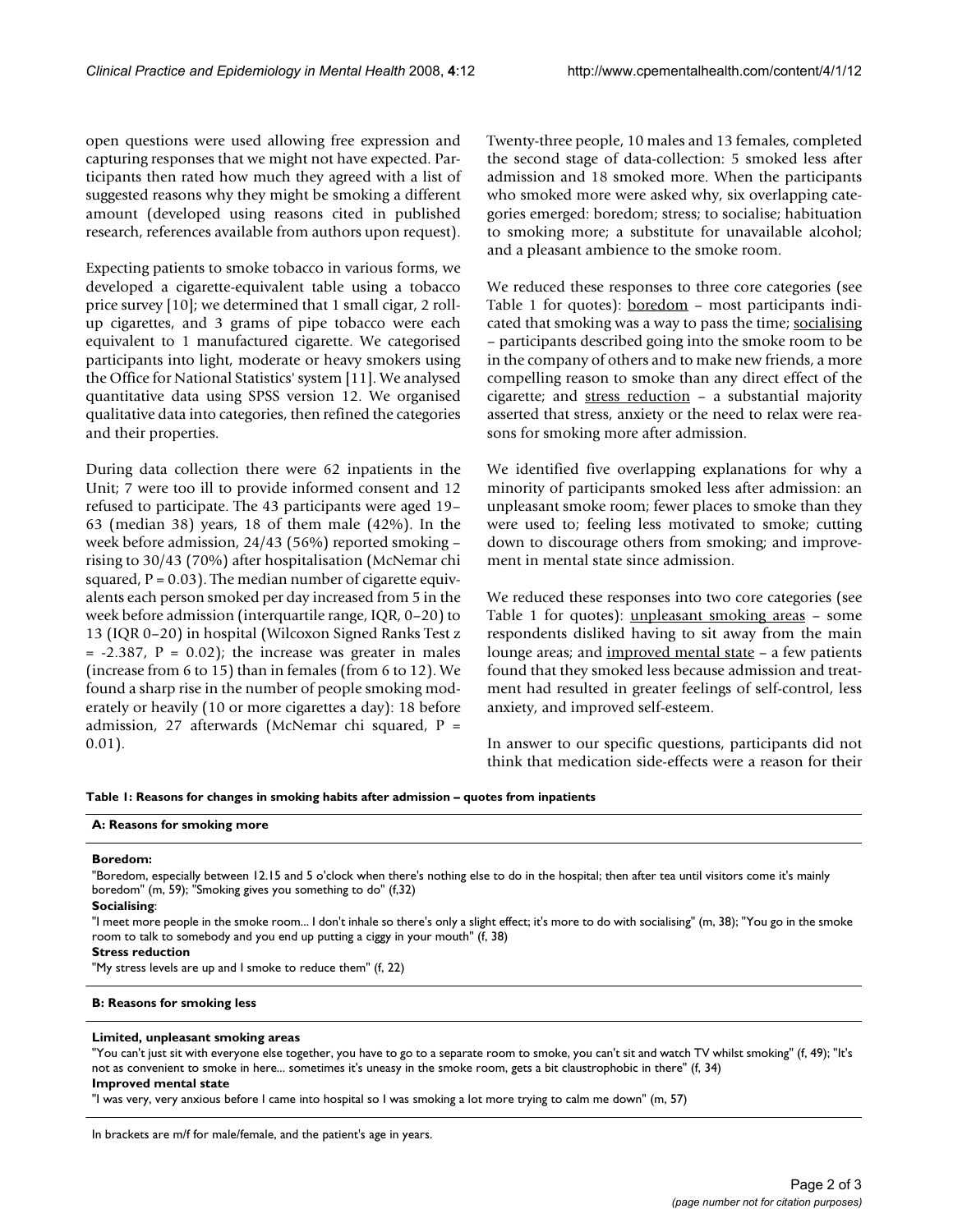open questions were used allowing free expression and capturing responses that we might not have expected. Participants then rated how much they agreed with a list of suggested reasons why they might be smoking a different amount (developed using reasons cited in published research, references available from authors upon request).

Expecting patients to smoke tobacco in various forms, we developed a cigarette-equivalent table using a tobacco price survey [10]; we determined that 1 small cigar, 2 roll-up cigarettes, and 3 grams of pipe tobacco were each equivalent to 1 manufactured cigarette. We categorised participants into light, moderate or heavy smokers using the Office for National Statistics' system [11]. We analysed quantitative data using SPSS version 12. We organised qualitative data into categories, then refined the categories and their properties.

During data collection there were 62 inpatients in the Unit; 7 were too ill to provide informed consent and 12 refused to participate. The 43 participants were aged 19–63 (median 38) years, 18 of them male (42%). In the week before admission, 24/43 (56%) reported smoking – rising to 30/43 (70%) after hospitalisation (McNemar chi squared, $P = 0.03$). The median number of cigarette equivalents each person smoked per day increased from 5 in the week before admission (interquartile range, IQR, 0–20) to 13 (IQR 0–20) in hospital (Wilcoxon Signed Ranks Test $z = -2.387$, $P = 0.02$); the increase was greater in males (increase from 6 to 15) than in females (from 6 to 12). We found a sharp rise in the number of people smoking moderately or heavily (10 or more cigarettes a day): 18 before admission, 27 afterwards (McNemar chi squared, $P = 0.01$).

Twenty-three people, 10 males and 13 females, completed the second stage of data-collection: 5 smoked less after admission and 18 smoked more. When the participants who smoked more were asked why, six overlapping categories emerged: boredom; stress; to socialise; habituation to smoking more; a substitute for unavailable alcohol; and a pleasant ambience to the smoke room.

We reduced these responses to three core categories (see Table 1 for quotes): <u>boredom</u> – most participants indicated that smoking was a way to pass the time; <u>socialising</u> – participants described going into the smoke room to be in the company of others and to make new friends, a more compelling reason to smoke than any direct effect of the cigarette; and <u>stress reduction</u> – a substantial majority asserted that stress, anxiety or the need to relax were reasons for smoking more after admission.

We identified five overlapping explanations for why a minority of participants smoked less after admission: an unpleasant smoke room; fewer places to smoke than they were used to; feeling less motivated to smoke; cutting down to discourage others from smoking; and improvement in mental state since admission.

We reduced these responses into two core categories (see Table 1 for quotes): <u>unpleasant smoking areas</u> – some respondents disliked having to sit away from the main lounge areas; and <u>improved mental state</u> – a few patients found that they smoked less because admission and treatment had resulted in greater feelings of self-control, less anxiety, and improved self-esteem.

In answer to our specific questions, participants did not think that medication side-effects were a reason for their

**Table 1: Reasons for changes in smoking habits after admission – quotes from inpatients**

| |
|---|
| **A: Reasons for smoking more** |
| **Boredom:**<br>"Boredom, especially between 12.15 and 5 o'clock when there's nothing else to do in the hospital; then after tea until visitors come it's mainly boredom" (m, 59); "Smoking gives you something to do" (f,32)<br>**Socialising**:<br>"I meet more people in the smoke room... I don't inhale so there's only a slight effect; it's more to do with socialising" (m, 38); "You go in the smoke room to talk to somebody and you end up putting a ciggy in your mouth" (f, 38)<br>**Stress reduction**<br>"My stress levels are up and I smoke to reduce them" (f, 22) |
| **B: Reasons for smoking less** |
| **Limited, unpleasant smoking areas**<br>"You can't just sit with everyone else together, you have to go to a separate room to smoke, you can't sit and watch TV whilst smoking" (f, 49); "It's not as convenient to smoke in here... sometimes it's uneasy in the smoke room, gets a bit claustrophobic in there" (f, 34)<br>**Improved mental state**<br>"I was very, very anxious before I came into hospital so I was smoking a lot more trying to calm me down" (m, 57) |

In brackets are m/f for male/female, and the patient's age in years.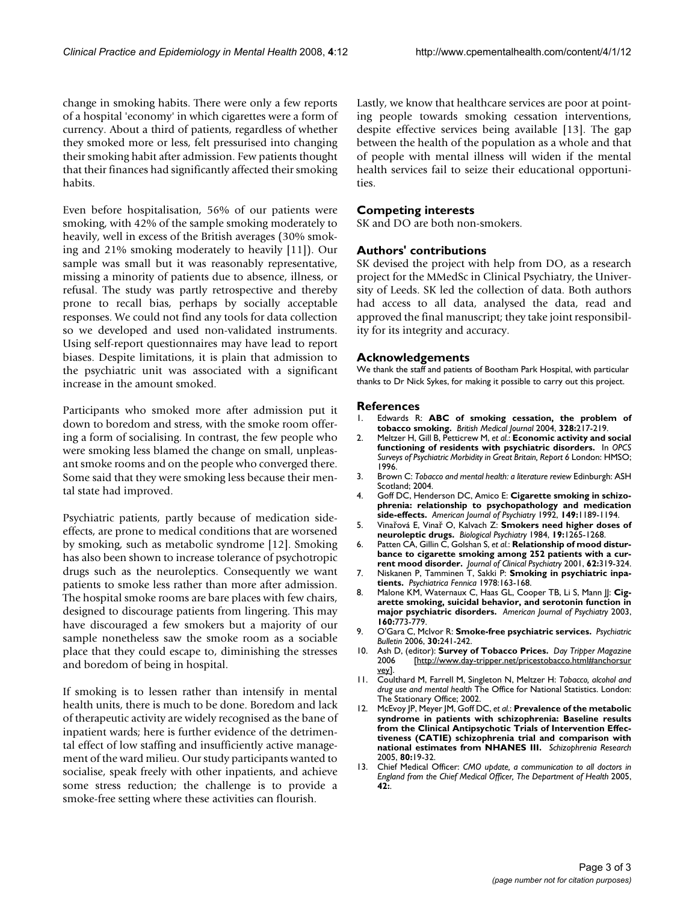change in smoking habits. There were only a few reports of a hospital 'economy' in which cigarettes were a form of currency. About a third of patients, regardless of whether they smoked more or less, felt pressurised into changing their smoking habit after admission. Few patients thought that their finances had significantly affected their smoking habits.

Even before hospitalisation, 56% of our patients were smoking, with 42% of the sample smoking moderately to heavily, well in excess of the British averages (30% smoking and 21% smoking moderately to heavily [11]). Our sample was small but it was reasonably representative, missing a minority of patients due to absence, illness, or refusal. The study was partly retrospective and thereby prone to recall bias, perhaps by socially acceptable responses. We could not find any tools for data collection so we developed and used non-validated instruments. Using self-report questionnaires may have lead to report biases. Despite limitations, it is plain that admission to the psychiatric unit was associated with a significant increase in the amount smoked.

Participants who smoked more after admission put it down to boredom and stress, with the smoke room offering a form of socialising. In contrast, the few people who were smoking less blamed the change on small, unpleasant smoke rooms and on the people who converged there. Some said that they were smoking less because their mental state had improved.

Psychiatric patients, partly because of medication side-effects, are prone to medical conditions that are worsened by smoking, such as metabolic syndrome [12]. Smoking has also been shown to increase tolerance of psychotropic drugs such as the neuroleptics. Consequently we want patients to smoke less rather than more after admission. The hospital smoke rooms are bare places with few chairs, designed to discourage patients from lingering. This may have discouraged a few smokers but a majority of our sample nonetheless saw the smoke room as a sociable place that they could escape to, diminishing the stresses and boredom of being in hospital.

If smoking is to lessen rather than intensify in mental health units, there is much to be done. Boredom and lack of therapeutic activity are widely recognised as the bane of inpatient wards; here is further evidence of the detrimental effect of low staffing and insufficiently active management of the ward milieu. Our study participants wanted to socialise, speak freely with other inpatients, and achieve some stress reduction; the challenge is to provide a smoke-free setting where these activities can flourish.

Lastly, we know that healthcare services are poor at pointing people towards smoking cessation interventions, despite effective services being available [13]. The gap between the health of the population as a whole and that of people with mental illness will widen if the mental health services fail to seize their educational opportunities.

## Competing interests

SK and DO are both non-smokers.

## Authors' contributions

SK devised the project with help from DO, as a research project for the MMedSc in Clinical Psychiatry, the University of Leeds. SK led the collection of data. Both authors had access to all data, analysed the data, read and approved the final manuscript; they take joint responsibility for its integrity and accuracy.

## Acknowledgements

We thank the staff and patients of Bootham Park Hospital, with particular thanks to Dr Nick Sykes, for making it possible to carry out this project.

## References

1. Edwards R: **ABC of smoking cessation, the problem of tobacco smoking.** *British Medical Journal* 2004, **328:**217-219.
2. Meltzer H, Gill B, Petticrew M, *et al.*: **Economic activity and social functioning of residents with psychiatric disorders.** In *OPCS Surveys of Psychiatric Morbidity in Great Britain, Report 6* London: HMSO; 1996.
3. Brown C: *Tobacco and mental health: a literature review* Edinburgh: ASH Scotland; 2004.
4. Goff DC, Henderson DC, Amico E: **Cigarette smoking in schizophrenia: relationship to psychopathology and medication side-effects.** *American Journal of Psychiatry* 1992, **149:**1189-1194.
5. Vinařová E, Vinař O, Kalvach Z: **Smokers need higher doses of neuroleptic drugs.** *Biological Psychiatry* 1984, **19:**1265-1268.
6. Patten CA, Gillin C, Golshan S, *et al.*: **Relationship of mood disturbance to cigarette smoking among 252 patients with a current mood disorder.** *Journal of Clinical Psychiatry* 2001, **62:**319-324.
7. Niskanen P, Tamminen T, Sakki P: **Smoking in psychiatric inpatients.** *Psychiatrica Fennica* 1978:163-168.
8. Malone KM, Waternaux C, Haas GL, Cooper TB, Li S, Mann JJ: **Cigarette smoking, suicidal behavior, and serotonin function in major psychiatric disorders.** *American Journal of Psychiatry* 2003, **160:**773-779.
9. O'Gara C, McIvor R: **Smoke-free psychiatric services.** *Psychiatric Bulletin* 2006, **30:**241-242.
10. Ash D, (editor): **Survey of Tobacco Prices.** *Day Tripper Magazine* 2006 [http://www.day-tripper.net/pricestobacco.html#anchorsurvey].
11. Coulthard M, Farrell M, Singleton N, Meltzer H: *Tobacco, alcohol and drug use and mental health* The Office for National Statistics. London: The Stationary Office; 2002.
12. McEvoy JP, Meyer JM, Goff DC, *et al.*: **Prevalence of the metabolic syndrome in patients with schizophrenia: Baseline results from the Clinical Antipsychotic Trials of Intervention Effectiveness (CATIE) schizophrenia trial and comparison with national estimates from NHANES III.** *Schizophrenia Research* 2005, **80:**19-32.
13. Chief Medical Officer: *CMO update, a communication to all doctors in England from the Chief Medical Officer, The Department of Health* 2005, **42:**.